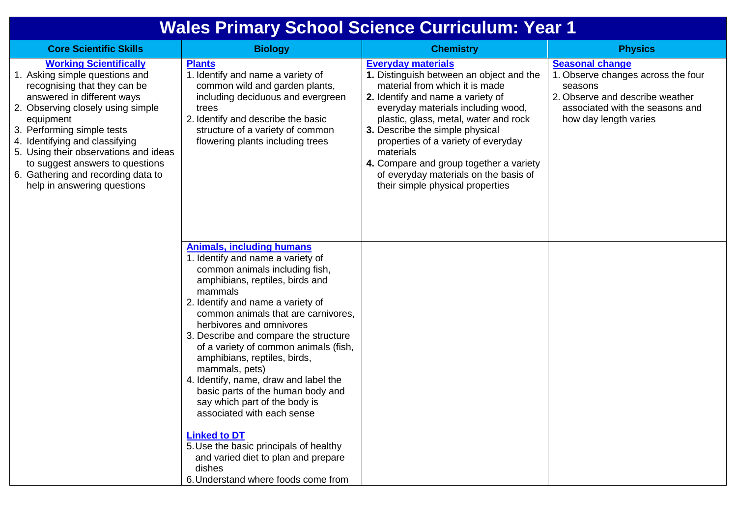# Wales Primary School Science Curriculum: Year 1

| Core Scientific Skills | Biology | Chemistry | Physics |
|---|---|---|---|
| **Working Scientifically**<br>1. Asking simple questions and recognising that they can be answered in different ways<br>2. Observing closely using simple equipment<br>3. Performing simple tests<br>4. Identifying and classifying<br>5. Using their observations and ideas to suggest answers to questions<br>6. Gathering and recording data to help in answering questions | **Plants**<br>1. Identify and name a variety of common wild and garden plants, including deciduous and evergreen trees<br>2. Identify and describe the basic structure of a variety of common flowering plants including trees | **Everyday materials**<br>**1.** Distinguish between an object and the material from which it is made<br>**2.** Identify and name a variety of everyday materials including wood, plastic, glass, metal, water and rock<br>**3.** Describe the simple physical properties of a variety of everyday materials<br>**4.** Compare and group together a variety of everyday materials on the basis of their simple physical properties | **Seasonal change**<br>1. Observe changes across the four seasons<br>2. Observe and describe weather associated with the seasons and how day length varies |
| | **Animals, including humans**<br>1. Identify and name a variety of common animals including fish, amphibians, reptiles, birds and mammals<br>2. Identify and name a variety of common animals that are carnivores, herbivores and omnivores<br>3. Describe and compare the structure of a variety of common animals (fish, amphibians, reptiles, birds, mammals, pets)<br>4. Identify, name, draw and label the basic parts of the human body and say which part of the body is associated with each sense<br><br>**Linked to DT**<br>5. Use the basic principals of healthy and varied diet to plan and prepare dishes<br>6. Understand where foods come from | | |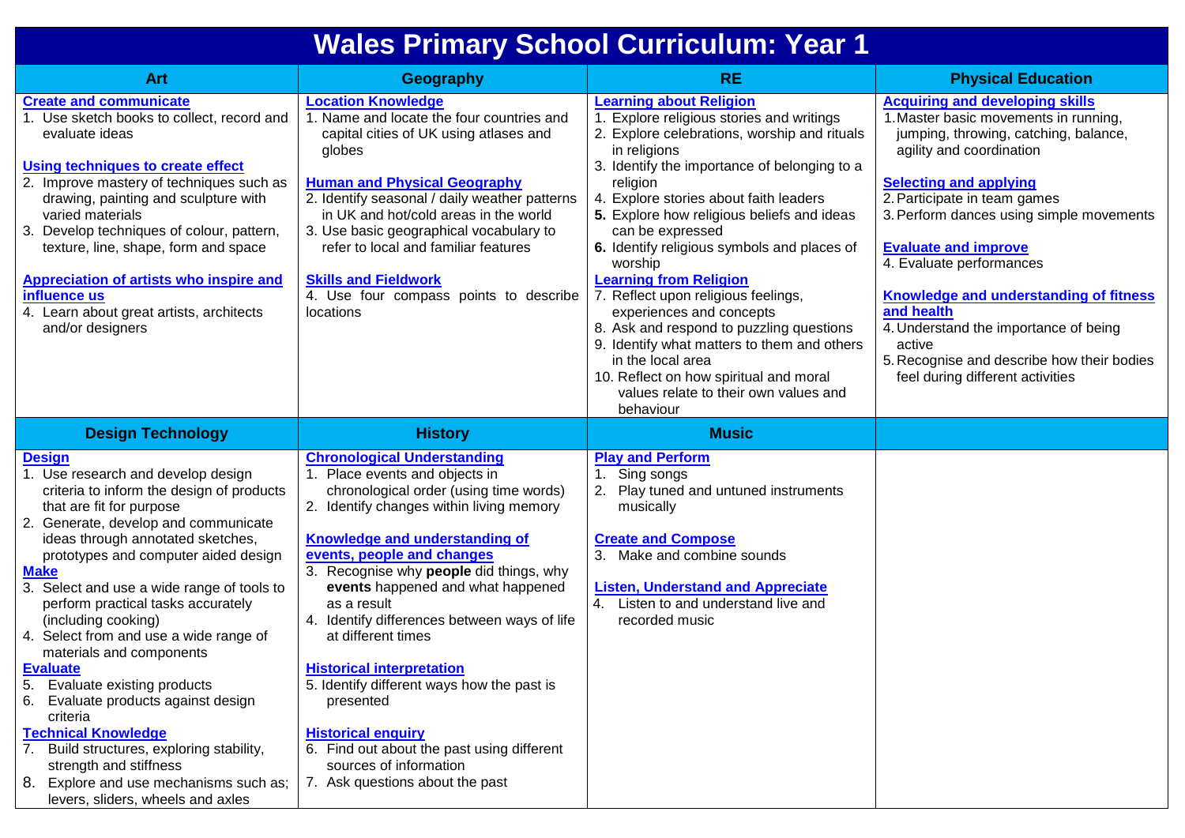# Wales Primary School Curriculum: Year 1

| Art | Geography | RE | Physical Education |
|---|---|---|---|
| **Create and communicate**<br>1. Use sketch books to collect, record and evaluate ideas<br><br>**Using techniques to create effect**<br>2. Improve mastery of techniques such as drawing, painting and sculpture with varied materials<br>3. Develop techniques of colour, pattern, texture, line, shape, form and space<br><br>**Appreciation of artists who inspire and influence us**<br>4. Learn about great artists, architects and/or designers | **Location Knowledge**<br>1. Name and locate the four countries and capital cities of UK using atlases and globes<br><br>**Human and Physical Geography**<br>2. Identify seasonal / daily weather patterns in UK and hot/cold areas in the world<br>3. Use basic geographical vocabulary to refer to local and familiar features<br><br>**Skills and Fieldwork**<br>4. Use four compass points to describe locations | **Learning about Religion**<br>1. Explore religious stories and writings<br>2. Explore celebrations, worship and rituals in religions<br>3. Identify the importance of belonging to a religion<br>4. Explore stories about faith leaders<br>**5.** Explore how religious beliefs and ideas can be expressed<br>**6.** Identify religious symbols and places of worship<br>**Learning from Religion**<br>7. Reflect upon religious feelings, experiences and concepts<br>8. Ask and respond to puzzling questions<br>9. Identify what matters to them and others in the local area<br>10. Reflect on how spiritual and moral values relate to their own values and behaviour | **Acquiring and developing skills**<br>1. Master basic movements in running, jumping, throwing, catching, balance, agility and coordination<br><br>**Selecting and applying**<br>2. Participate in team games<br>3. Perform dances using simple movements<br><br>**Evaluate and improve**<br>4. Evaluate performances<br><br>**Knowledge and understanding of fitness and health**<br>4. Understand the importance of being active<br>5. Recognise and describe how their bodies feel during different activities |
| **Design Technology** | **History** | **Music** | |
| **Design**<br>1. Use research and develop design criteria to inform the design of products that are fit for purpose<br>2. Generate, develop and communicate ideas through annotated sketches, prototypes and computer aided design<br>**Make**<br>3. Select and use a wide range of tools to perform practical tasks accurately (including cooking)<br>4. Select from and use a wide range of materials and components<br>**Evaluate**<br>5. Evaluate existing products<br>6. Evaluate products against design criteria<br>**Technical Knowledge**<br>7. Build structures, exploring stability, strength and stiffness<br>8. Explore and use mechanisms such as; levers, sliders, wheels and axles | **Chronological Understanding**<br>1. Place events and objects in chronological order (using time words)<br>2. Identify changes within living memory<br><br>**Knowledge and understanding of events, people and changes**<br>3. Recognise why **people** did things, why **events** happened and what happened as a result<br>4. Identify differences between ways of life at different times<br><br>**Historical interpretation**<br>5. Identify different ways how the past is presented<br><br>**Historical enquiry**<br>6. Find out about the past using different sources of information<br>7. Ask questions about the past | **Play and Perform**<br>1. Sing songs<br>2. Play tuned and untuned instruments musically<br><br>**Create and Compose**<br>3. Make and combine sounds<br><br>**Listen, Understand and Appreciate**<br>4. Listen to and understand live and recorded music | |